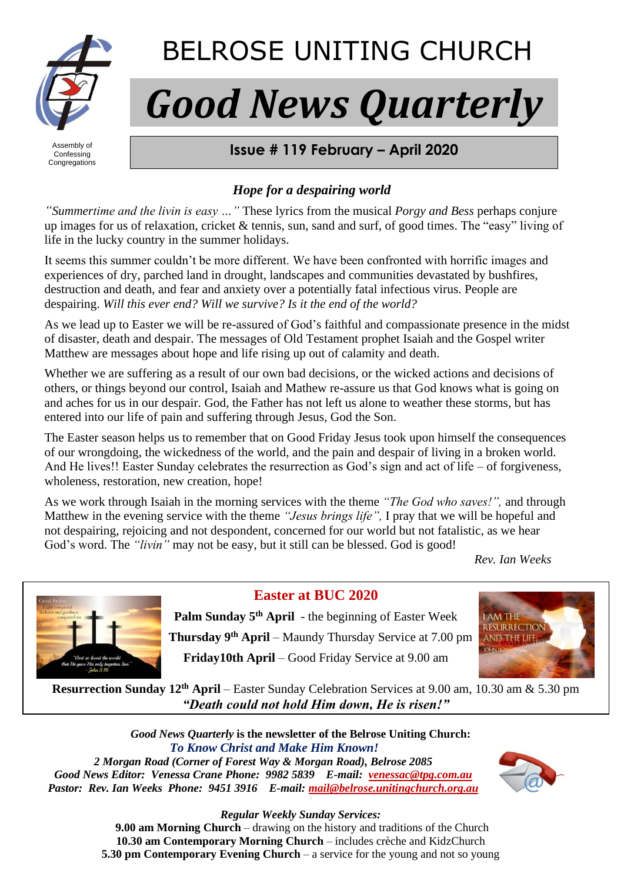Assembly of Confessing Congregations

# BELROSE UNITING CHURCH

# *Good News Quarterly*

**Issue # 119 February – April 2020**

## *Hope for a despairing world*

*"Summertime and the livin is easy …"* These lyrics from the musical *Porgy and Bess* perhaps conjure up images for us of relaxation, cricket & tennis, sun, sand and surf, of good times. The "easy" living of life in the lucky country in the summer holidays.

It seems this summer couldn't be more different. We have been confronted with horrific images and experiences of dry, parched land in drought, landscapes and communities devastated by bushfires, destruction and death, and fear and anxiety over a potentially fatal infectious virus. People are despairing. *Will this ever end? Will we survive? Is it the end of the world?*

As we lead up to Easter we will be re-assured of God's faithful and compassionate presence in the midst of disaster, death and despair. The messages of Old Testament prophet Isaiah and the Gospel writer Matthew are messages about hope and life rising up out of calamity and death.

Whether we are suffering as a result of our own bad decisions, or the wicked actions and decisions of others, or things beyond our control, Isaiah and Mathew re-assure us that God knows what is going on and aches for us in our despair. God, the Father has not left us alone to weather these storms, but has entered into our life of pain and suffering through Jesus, God the Son.

The Easter season helps us to remember that on Good Friday Jesus took upon himself the consequences of our wrongdoing, the wickedness of the world, and the pain and despair of living in a broken world. And He lives!! Easter Sunday celebrates the resurrection as God's sign and act of life – of forgiveness, wholeness, restoration, new creation, hope!

As we work through Isaiah in the morning services with the theme *"The God who saves!",* and through Matthew in the evening service with the theme *"Jesus brings life",* I pray that we will be hopeful and not despairing, rejoicing and not despondent, concerned for our world but not fatalistic, as we hear God's word. The *"livin"* may not be easy, but it still can be blessed. God is good!

*Rev. Ian Weeks*

## Easter at BUC 2020

**Palm Sunday 5th April** - the beginning of Easter Week

**Thursday 9th April** – Maundy Thursday Service at 7.00 pm

**Friday10th April** – Good Friday Service at 9.00 am

**Resurrection Sunday 12th April** – Easter Sunday Celebration Services at 9.00 am, 10.30 am & 5.30 pm

***"Death could not hold Him down, He is risen!"***

***Good News Quarterly* is the newsletter of the Belrose Uniting Church:**
***To Know Christ and Make Him Known!***
***2 Morgan Road (Corner of Forest Way & Morgan Road), Belrose 2085***
***Good News Editor: Venessa Crane Phone: 9982 5839 E-mail: venessac@tpg.com.au***
***Pastor: Rev. Ian Weeks Phone: 9451 3916 E-mail: mail@belrose.unitingchurch.org.au***

***Regular Weekly Sunday Services:***
**9.00 am Morning Church** – drawing on the history and traditions of the Church
**10.30 am Contemporary Morning Church** – includes crèche and KidzChurch
**5.30 pm Contemporary Evening Church** – a service for the young and not so young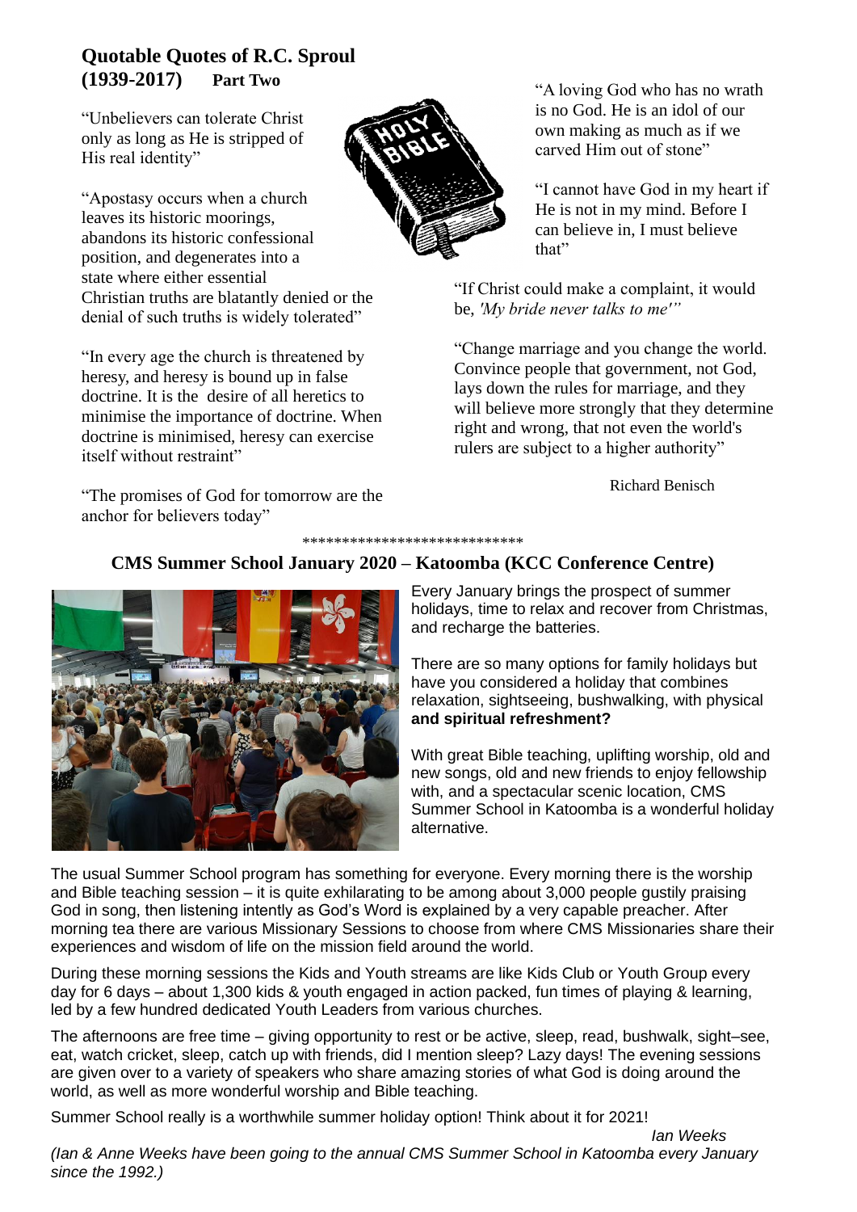## Quotable Quotes of R.C. Sproul (1939-2017) Part Two

"Unbelievers can tolerate Christ only as long as He is stripped of His real identity"

"Apostasy occurs when a church leaves its historic moorings, abandons its historic confessional position, and degenerates into a state where either essential Christian truths are blatantly denied or the denial of such truths is widely tolerated"

"In every age the church is threatened by heresy, and heresy is bound up in false doctrine. It is the desire of all heretics to minimise the importance of doctrine. When doctrine is minimised, heresy can exercise itself without restraint"

"The promises of God for tomorrow are the anchor for believers today"

"A loving God who has no wrath is no God. He is an idol of our own making as much as if we carved Him out of stone"

"I cannot have God in my heart if He is not in my mind. Before I can believe in, I must believe that"

"If Christ could make a complaint, it would be, *'My bride never talks to me'*"

"Change marriage and you change the world. Convince people that government, not God, lays down the rules for marriage, and they will believe more strongly that they determine right and wrong, that not even the world's rulers are subject to a higher authority"

Richard Benisch

\*\*\*\*\*\*\*\*\*\*\*\*\*\*\*\*\*\*\*\*\*\*\*\*\*\*\*\*

## CMS Summer School January 2020 – Katoomba (KCC Conference Centre)

Every January brings the prospect of summer holidays, time to relax and recover from Christmas, and recharge the batteries.

There are so many options for family holidays but have you considered a holiday that combines relaxation, sightseeing, bushwalking, with physical **and spiritual refreshment?**

With great Bible teaching, uplifting worship, old and new songs, old and new friends to enjoy fellowship with, and a spectacular scenic location, CMS Summer School in Katoomba is a wonderful holiday alternative.

The usual Summer School program has something for everyone. Every morning there is the worship and Bible teaching session – it is quite exhilarating to be among about 3,000 people gustily praising God in song, then listening intently as God's Word is explained by a very capable preacher. After morning tea there are various Missionary Sessions to choose from where CMS Missionaries share their experiences and wisdom of life on the mission field around the world.

During these morning sessions the Kids and Youth streams are like Kids Club or Youth Group every day for 6 days – about 1,300 kids & youth engaged in action packed, fun times of playing & learning, led by a few hundred dedicated Youth Leaders from various churches.

The afternoons are free time – giving opportunity to rest or be active, sleep, read, bushwalk, sight–see, eat, watch cricket, sleep, catch up with friends, did I mention sleep? Lazy days! The evening sessions are given over to a variety of speakers who share amazing stories of what God is doing around the world, as well as more wonderful worship and Bible teaching.

Summer School really is a worthwhile summer holiday option! Think about it for 2021!

*Ian Weeks*

*(Ian & Anne Weeks have been going to the annual CMS Summer School in Katoomba every January since the 1992.)*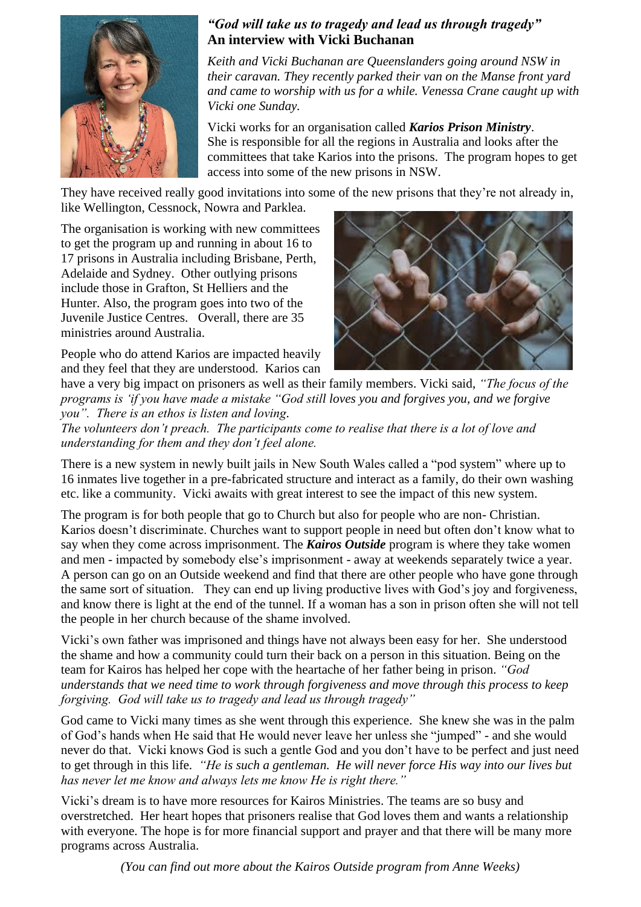## *"God will take us to tragedy and lead us through tragedy"*
## An interview with Vicki Buchanan

*Keith and Vicki Buchanan are Queenslanders going around NSW in their caravan. They recently parked their van on the Manse front yard and came to worship with us for a while. Venessa Crane caught up with Vicki one Sunday.*

Vicki works for an organisation called ***Karios Prison Ministry***. She is responsible for all the regions in Australia and looks after the committees that take Karios into the prisons. The program hopes to get access into some of the new prisons in NSW.

They have received really good invitations into some of the new prisons that they're not already in, like Wellington, Cessnock, Nowra and Parklea.

The organisation is working with new committees to get the program up and running in about 16 to 17 prisons in Australia including Brisbane, Perth, Adelaide and Sydney. Other outlying prisons include those in Grafton, St Helliers and the Hunter. Also, the program goes into two of the Juvenile Justice Centres. Overall, there are 35 ministries around Australia.

People who do attend Karios are impacted heavily and they feel that they are understood. Karios can have a very big impact on prisoners as well as their family members. Vicki said, *"The focus of the programs is 'if you have made a mistake "God still loves you and forgives you, and we forgive you". There is an ethos is listen and loving.*
*The volunteers don't preach. The participants come to realise that there is a lot of love and understanding for them and they don't feel alone.*

There is a new system in newly built jails in New South Wales called a "pod system" where up to 16 inmates live together in a pre-fabricated structure and interact as a family, do their own washing etc. like a community. Vicki awaits with great interest to see the impact of this new system.

The program is for both people that go to Church but also for people who are non- Christian. Karios doesn't discriminate. Churches want to support people in need but often don't know what to say when they come across imprisonment. The ***Kairos Outside*** program is where they take women and men - impacted by somebody else's imprisonment - away at weekends separately twice a year. A person can go on an Outside weekend and find that there are other people who have gone through the same sort of situation. They can end up living productive lives with God's joy and forgiveness, and know there is light at the end of the tunnel. If a woman has a son in prison often she will not tell the people in her church because of the shame involved.

Vicki's own father was imprisoned and things have not always been easy for her. She understood the shame and how a community could turn their back on a person in this situation. Being on the team for Kairos has helped her cope with the heartache of her father being in prison. *"God understands that we need time to work through forgiveness and move through this process to keep forgiving. God will take us to tragedy and lead us through tragedy"*

God came to Vicki many times as she went through this experience. She knew she was in the palm of God's hands when He said that He would never leave her unless she "jumped" - and she would never do that. Vicki knows God is such a gentle God and you don't have to be perfect and just need to get through in this life. *"He is such a gentleman. He will never force His way into our lives but has never let me know and always lets me know He is right there."*

Vicki's dream is to have more resources for Kairos Ministries. The teams are so busy and overstretched. Her heart hopes that prisoners realise that God loves them and wants a relationship with everyone. The hope is for more financial support and prayer and that there will be many more programs across Australia.

*(You can find out more about the Kairos Outside program from Anne Weeks)*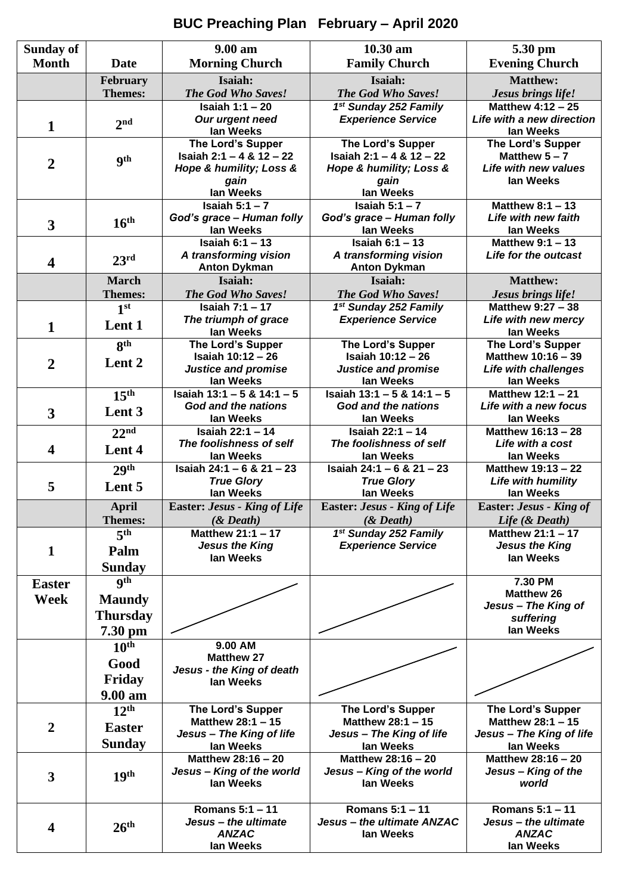# BUC Preaching Plan February – April 2020

| Sunday of Month | Date | 9.00 am Morning Church | 10.30 am Family Church | 5.30 pm Evening Church |
|---|---|---|---|---|
| | **February Themes:** | **Isaiah:** ***The God Who Saves!*** | **Isaiah:** ***The God Who Saves!*** | **Matthew:** ***Jesus brings life!*** |
| **1** | **2nd** | **Isaiah 1:1 – 20** ***Our urgent need*** **Ian Weeks** | ***1st Sunday 252 Family Experience Service*** | **Matthew 4:12 – 25** ***Life with a new direction*** **Ian Weeks** |
| **2** | **9th** | **The Lord's Supper** **Isaiah 2:1 – 4 & 12 – 22** ***Hope & humility; Loss & gain*** **Ian Weeks** | **The Lord's Supper** **Isaiah 2:1 – 4 & 12 – 22** ***Hope & humility; Loss & gain*** **Ian Weeks** | **The Lord's Supper** **Matthew 5 – 7** ***Life with new values*** **Ian Weeks** |
| **3** | **16th** | **Isaiah 5:1 – 7** ***God's grace – Human folly*** **Ian Weeks** | **Isaiah 5:1 – 7** ***God's grace – Human folly*** **Ian Weeks** | **Matthew 8:1 – 13** ***Life with new faith*** **Ian Weeks** |
| **4** | **23rd** | **Isaiah 6:1 – 13** ***A transforming vision*** **Anton Dykman** | **Isaiah 6:1 – 13** ***A transforming vision*** **Anton Dykman** | **Matthew 9:1 – 13** ***Life for the outcast*** |
| | **March Themes:** | **Isaiah:** ***The God Who Saves!*** | **Isaiah:** ***The God Who Saves!*** | **Matthew:** ***Jesus brings life!*** |
| **1** | **1st Lent 1** | **Isaiah 7:1 – 17** ***The triumph of grace*** **Ian Weeks** | ***1st Sunday 252 Family Experience Service*** | **Matthew 9:27 – 38** ***Life with new mercy*** **Ian Weeks** |
| **2** | **8th Lent 2** | **The Lord's Supper** **Isaiah 10:12 – 26** ***Justice and promise*** **Ian Weeks** | **The Lord's Supper** **Isaiah 10:12 – 26** ***Justice and promise*** **Ian Weeks** | **The Lord's Supper** **Matthew 10:16 – 39** ***Life with challenges*** **Ian Weeks** |
| **3** | **15th Lent 3** | **Isaiah 13:1 – 5 & 14:1 – 5** ***God and the nations*** **Ian Weeks** | **Isaiah 13:1 – 5 & 14:1 – 5** ***God and the nations*** **Ian Weeks** | **Matthew 12:1 – 21** ***Life with a new focus*** **Ian Weeks** |
| **4** | **22nd Lent 4** | **Isaiah 22:1 – 14** ***The foolishness of self*** **Ian Weeks** | **Isaiah 22:1 – 14** ***The foolishness of self*** **Ian Weeks** | **Matthew 16:13 – 28** ***Life with a cost*** **Ian Weeks** |
| **5** | **29th Lent 5** | **Isaiah 24:1 – 6 & 21 – 23** ***True Glory*** **Ian Weeks** | **Isaiah 24:1 – 6 & 21 – 23** ***True Glory*** **Ian Weeks** | **Matthew 19:13 – 22** ***Life with humility*** **Ian Weeks** |
| | **April Themes:** | **Easter:** ***Jesus - King of Life (& Death)*** | **Easter:** ***Jesus - King of Life (& Death)*** | **Easter:** ***Jesus - King of Life (& Death)*** |
| **1** | **5th Palm Sunday** | **Matthew 21:1 – 17** ***Jesus the King*** **Ian Weeks** | ***1st Sunday 252 Family Experience Service*** | **Matthew 21:1 – 17** ***Jesus the King*** **Ian Weeks** |
| **Easter Week** | **9th Maundy Thursday 7.30 pm** | | | **7.30 PM** **Matthew 26** ***Jesus – The King of suffering*** **Ian Weeks** |
| | **10th Good Friday 9.00 am** | **9.00 AM** **Matthew 27** ***Jesus - the King of death*** **Ian Weeks** | | |
| **2** | **12th Easter Sunday** | **The Lord's Supper** **Matthew 28:1 – 15** ***Jesus – The King of life*** **Ian Weeks** | **The Lord's Supper** **Matthew 28:1 – 15** ***Jesus – The King of life*** **Ian Weeks** | **The Lord's Supper** **Matthew 28:1 – 15** ***Jesus – The King of life*** **Ian Weeks** |
| **3** | **19th** | **Matthew 28:16 – 20** ***Jesus – King of the world*** **Ian Weeks** | **Matthew 28:16 – 20** ***Jesus – King of the world*** **Ian Weeks** | **Matthew 28:16 – 20** ***Jesus – King of the world*** |
| **4** | **26th** | **Romans 5:1 – 11** ***Jesus – the ultimate ANZAC*** **Ian Weeks** | **Romans 5:1 – 11** ***Jesus – the ultimate ANZAC*** **Ian Weeks** | **Romans 5:1 – 11** ***Jesus – the ultimate ANZAC*** **Ian Weeks** |